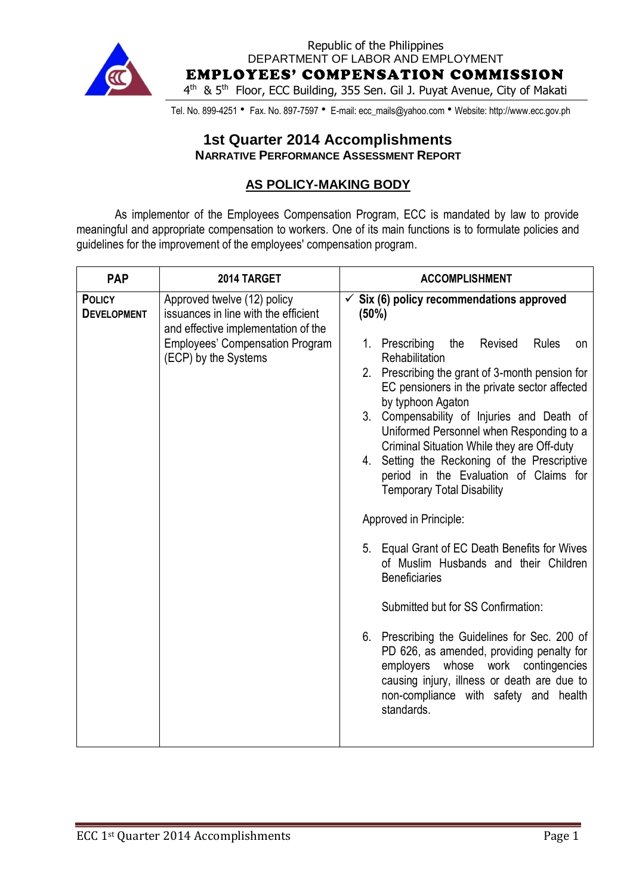Republic of the Philippines
DEPARTMENT OF LABOR AND EMPLOYMENT
**EMPLOYEES' COMPENSATION COMMISSION**
4th & 5th Floor, ECC Building, 355 Sen. Gil J. Puyat Avenue, City of Makati

Tel. No. 899-4251 • Fax. No. 897-7597 • E-mail: ecc_mails@yahoo.com • Website: http://www.ecc.gov.ph

# 1st Quarter 2014 Accomplishments

## NARRATIVE PERFORMANCE ASSESSMENT REPORT

## AS POLICY-MAKING BODY

As implementor of the Employees Compensation Program, ECC is mandated by law to provide meaningful and appropriate compensation to workers. One of its main functions is to formulate policies and guidelines for the improvement of the employees' compensation program.

| PAP | 2014 TARGET | ACCOMPLISHMENT |
|---|---|---|
| **POLICY DEVELOPMENT** | Approved twelve (12) policy issuances in line with the efficient and effective implementation of the Employees' Compensation Program (ECP) by the Systems | ✓ **Six (6) policy recommendations approved (50%)**<br><br>1. Prescribing the Revised Rules on Rehabilitation<br>2. Prescribing the grant of 3-month pension for EC pensioners in the private sector affected by typhoon Agaton<br>3. Compensability of Injuries and Death of Uniformed Personnel when Responding to a Criminal Situation While they are Off-duty<br>4. Setting the Reckoning of the Prescriptive period in the Evaluation of Claims for Temporary Total Disability<br><br>Approved in Principle:<br><br>5. Equal Grant of EC Death Benefits for Wives of Muslim Husbands and their Children Beneficiaries<br><br>Submitted but for SS Confirmation:<br><br>6. Prescribing the Guidelines for Sec. 200 of PD 626, as amended, providing penalty for employers whose work contingencies causing injury, illness or death are due to non-compliance with safety and health standards. |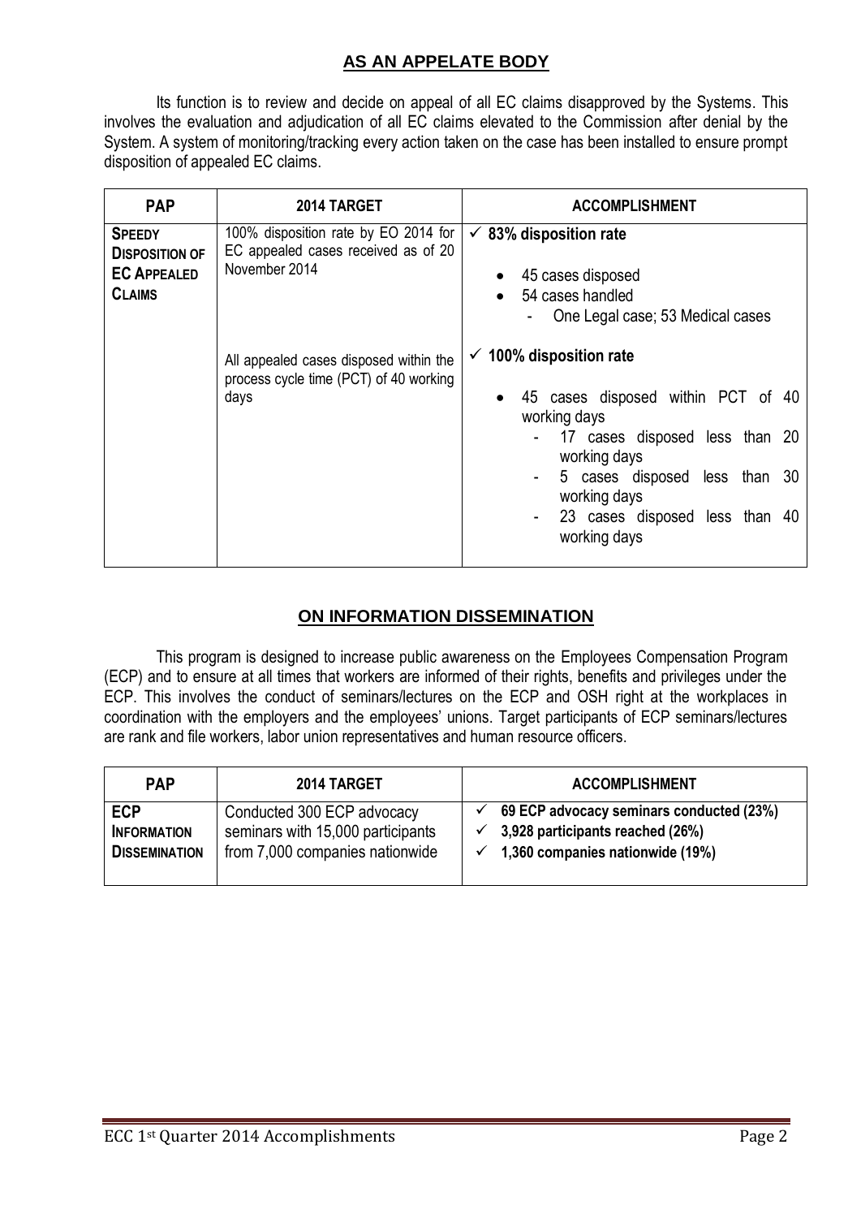## AS AN APPELATE BODY

Its function is to review and decide on appeal of all EC claims disapproved by the Systems. This involves the evaluation and adjudication of all EC claims elevated to the Commission after denial by the System. A system of monitoring/tracking every action taken on the case has been installed to ensure prompt disposition of appealed EC claims.

| PAP | 2014 TARGET | ACCOMPLISHMENT |
|---|---|---|
| **SPEEDY DISPOSITION OF EC APPEALED CLAIMS** | 100% disposition rate by EO 2014 for EC appealed cases received as of 20 November 2014 | ✓ **83% disposition rate**<br>• 45 cases disposed<br>• 54 cases handled<br>- One Legal case; 53 Medical cases |
| | All appealed cases disposed within the process cycle time (PCT) of 40 working days | ✓ **100% disposition rate**<br>• 45 cases disposed within PCT of 40 working days<br>- 17 cases disposed less than 20 working days<br>- 5 cases disposed less than 30 working days<br>- 23 cases disposed less than 40 working days |

## ON INFORMATION DISSEMINATION

This program is designed to increase public awareness on the Employees Compensation Program (ECP) and to ensure at all times that workers are informed of their rights, benefits and privileges under the ECP. This involves the conduct of seminars/lectures on the ECP and OSH right at the workplaces in coordination with the employers and the employees' unions. Target participants of ECP seminars/lectures are rank and file workers, labor union representatives and human resource officers.

| PAP | 2014 TARGET | ACCOMPLISHMENT |
|---|---|---|
| **ECP INFORMATION DISSEMINATION** | Conducted 300 ECP advocacy seminars with 15,000 participants from 7,000 companies nationwide | ✓ **69 ECP advocacy seminars conducted (23%)**<br>✓ **3,928 participants reached (26%)**<br>✓ **1,360 companies nationwide (19%)** |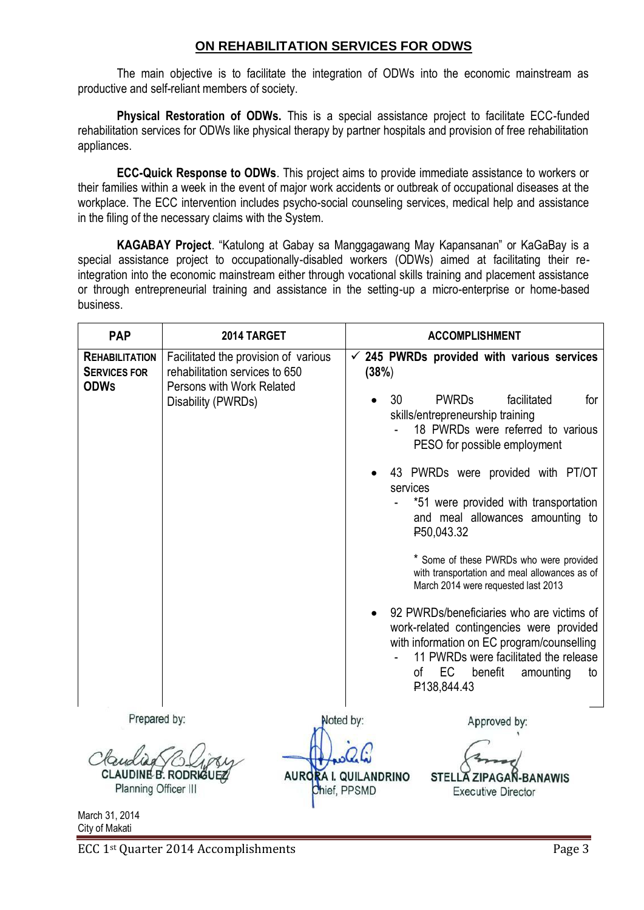## ON REHABILITATION SERVICES FOR ODWS

The main objective is to facilitate the integration of ODWs into the economic mainstream as productive and self-reliant members of society.

**Physical Restoration of ODWs.** This is a special assistance project to facilitate ECC-funded rehabilitation services for ODWs like physical therapy by partner hospitals and provision of free rehabilitation appliances.

**ECC-Quick Response to ODWs**. This project aims to provide immediate assistance to workers or their families within a week in the event of major work accidents or outbreak of occupational diseases at the workplace. The ECC intervention includes psycho-social counseling services, medical help and assistance in the filing of the necessary claims with the System.

**KAGABAY Project**. "Katulong at Gabay sa Manggagawang May Kapansanan" or KaGaBay is a special assistance project to occupationally-disabled workers (ODWs) aimed at facilitating their re-integration into the economic mainstream either through vocational skills training and placement assistance or through entrepreneurial training and assistance in the setting-up a micro-enterprise or home-based business.

| PAP | 2014 TARGET | ACCOMPLISHMENT |
|---|---|---|
| **REHABILITATION SERVICES FOR ODWS** | Facilitated the provision of various rehabilitation services to 650 Persons with Work Related Disability (PWRDs) | ✓ **245 PWRDs provided with various services (38%)**<br>• 30 PWRDs facilitated for skills/entrepreneurship training<br>- 18 PWRDs were referred to various PESO for possible employment<br>• 43 PWRDs were provided with PT/OT services<br>- *51 were provided with transportation and meal allowances amounting to ₱50,043.32<br>* Some of these PWRDs who were provided with transportation and meal allowances as of March 2014 were requested last 2013<br>• 92 PWRDs/beneficiaries who are victims of work-related contingencies were provided with information on EC program/counselling<br>- 11 PWRDs were facilitated the release of EC benefit amounting to ₱138,844.43 |

Prepared by:

CLAUDINE B. RODRIGUEZ
Planning Officer III

Noted by:

AURORA I. QUILANDRINO
Chief, PPSMD

Approved by:

STELLA ZIPAGAN-BANAWIS
Executive Director

March 31, 2014
City of Makati